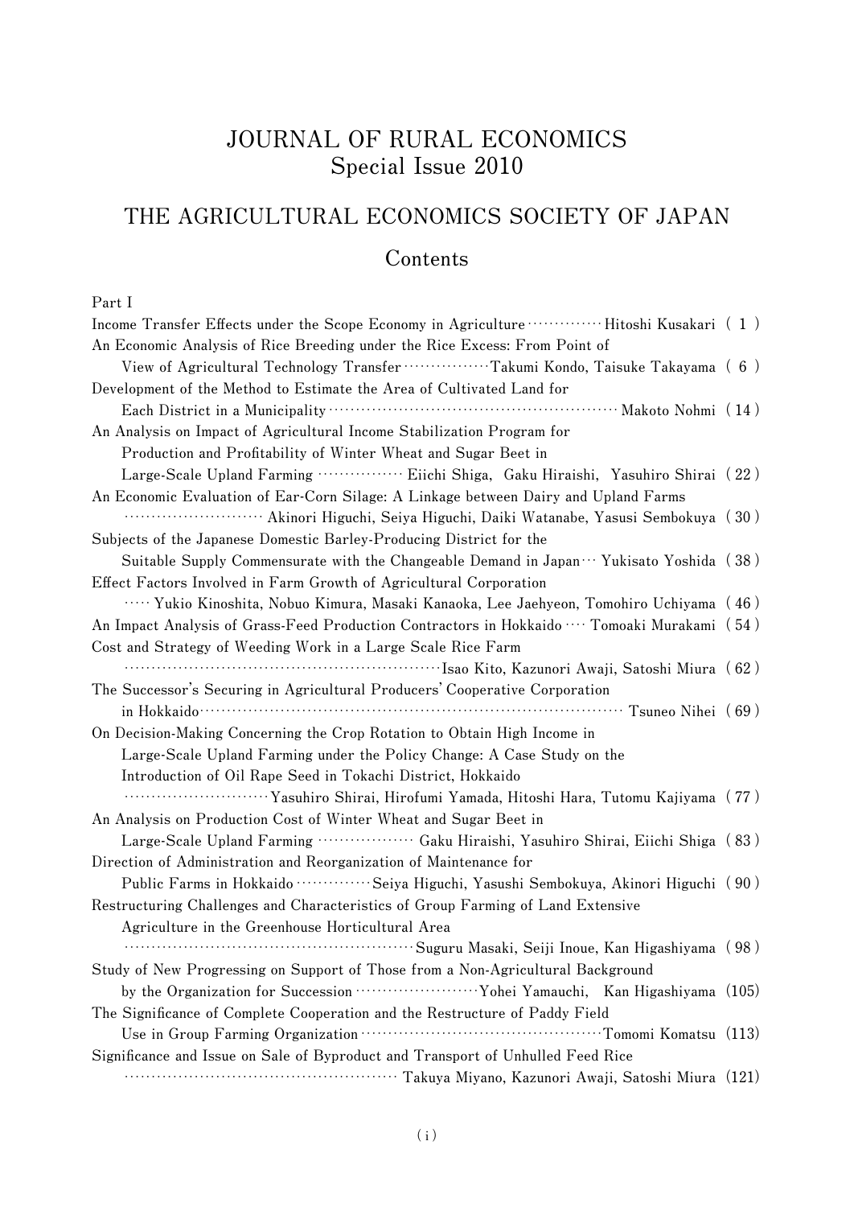# JOURNAL OF RURAL ECONOMICS
## Special Issue 2010

## THE AGRICULTURAL ECONOMICS SOCIETY OF JAPAN

### Contents

Part I

Income Transfer Effects under the Scope Economy in Agriculture ·············· Hitoshi Kusakari ( 1 )

An Economic Analysis of Rice Breeding under the Rice Excess: From Point of View of Agricultural Technology Transfer ················ Takumi Kondo, Taisuke Takayama ( 6 )

Development of the Method to Estimate the Area of Cultivated Land for Each District in a Municipality ························································ Makoto Nohmi ( 14 )

An Analysis on Impact of Agricultural Income Stabilization Program for Production and Profitability of Winter Wheat and Sugar Beet in Large-Scale Upland Farming ················ Eiichi Shiga, Gaku Hiraishi, Yasuhiro Shirai ( 22 )

An Economic Evaluation of Ear-Corn Silage: A Linkage between Dairy and Upland Farms ·························· Akinori Higuchi, Seiya Higuchi, Daiki Watanabe, Yasusi Sembokuya ( 30 )

Subjects of the Japanese Domestic Barley-Producing District for the Suitable Supply Commensurate with the Changeable Demand in Japan ··· Yukisato Yoshida ( 38 )

Effect Factors Involved in Farm Growth of Agricultural Corporation ····· Yukio Kinoshita, Nobuo Kimura, Masaki Kanaoka, Lee Jaehyeon, Tomohiro Uchiyama ( 46 )

An Impact Analysis of Grass-Feed Production Contractors in Hokkaido ···· Tomoaki Murakami ( 54 )

Cost and Strategy of Weeding Work in a Large Scale Rice Farm ·························································· Isao Kito, Kazunori Awaji, Satoshi Miura ( 62 )

The Successor's Securing in Agricultural Producers' Cooperative Corporation in Hokkaido ···························································································· Tsuneo Nihei ( 69 )

On Decision-Making Concerning the Crop Rotation to Obtain High Income in Large-Scale Upland Farming under the Policy Change: A Case Study on the Introduction of Oil Rape Seed in Tokachi District, Hokkaido ··························· Yasuhiro Shirai, Hirofumi Yamada, Hitoshi Hara, Tutomu Kajiyama ( 77 )

An Analysis on Production Cost of Winter Wheat and Sugar Beet in Large-Scale Upland Farming ·················· Gaku Hiraishi, Yasuhiro Shirai, Eiichi Shiga ( 83 )

Direction of Administration and Reorganization of Maintenance for Public Farms in Hokkaido ·············· Seiya Higuchi, Yasushi Sembokuya, Akinori Higuchi ( 90 )

Restructuring Challenges and Characteristics of Group Farming of Land Extensive Agriculture in the Greenhouse Horticultural Area ······················································ Suguru Masaki, Seiji Inoue, Kan Higashiyama ( 98 )

Study of New Progressing on Support of Those from a Non-Agricultural Background by the Organization for Succession ······················ Yohei Yamauchi, Kan Higashiyama (105)

The Significance of Complete Cooperation and the Restructure of Paddy Field Use in Group Farming Organization ············································ Tomomi Komatsu (113)

Significance and Issue on Sale of Byproduct and Transport of Unhulled Feed Rice ··················································· Takuya Miyano, Kazunori Awaji, Satoshi Miura (121)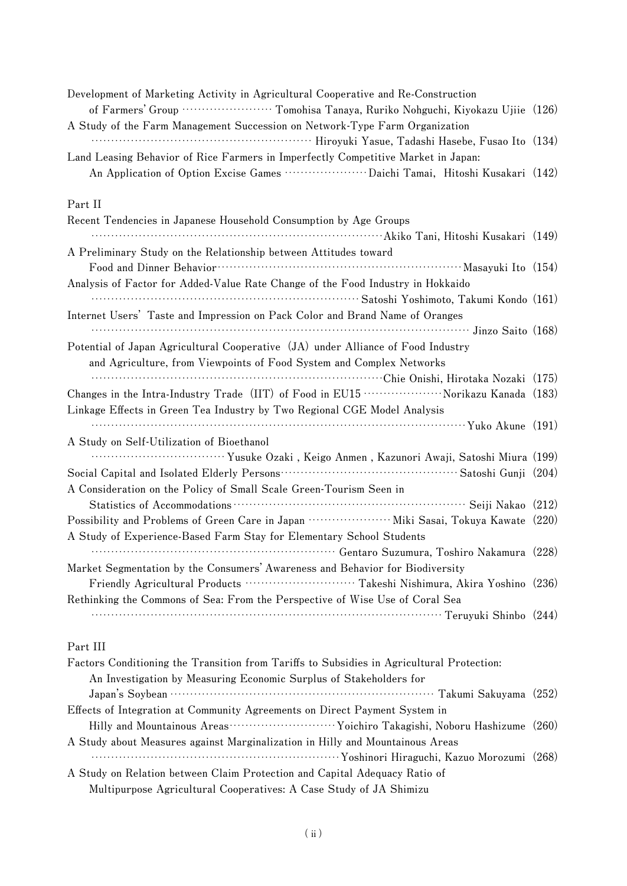Development of Marketing Activity in Agricultural Cooperative and Re-Construction of Farmers' Group ······················ Tomohisa Tanaya, Ruriko Nohguchi, Kiyokazu Ujiie (126)

A Study of the Farm Management Succession on Network-Type Farm Organization ······················ Hiroyuki Yasue, Tadashi Hasebe, Fusao Ito (134)

Land Leasing Behavior of Rice Farmers in Imperfectly Competitive Market in Japan: An Application of Option Excise Games ······················ Daichi Tamai, Hitoshi Kusakari (142)

## Part II

Recent Tendencies in Japanese Household Consumption by Age Groups ······················ Akiko Tani, Hitoshi Kusakari (149)

A Preliminary Study on the Relationship between Attitudes toward Food and Dinner Behavior ······················ Masayuki Ito (154)

Analysis of Factor for Added-Value Rate Change of the Food Industry in Hokkaido ······················ Satoshi Yoshimoto, Takumi Kondo (161)

Internet Users' Taste and Impression on Pack Color and Brand Name of Oranges ······················ Jinzo Saito (168)

Potential of Japan Agricultural Cooperative (JA) under Alliance of Food Industry and Agriculture, from Viewpoints of Food System and Complex Networks ······················ Chie Onishi, Hirotaka Nozaki (175)

Changes in the Intra-Industry Trade (IIT) of Food in EU15 ······················ Norikazu Kanada (183)

Linkage Effects in Green Tea Industry by Two Regional CGE Model Analysis ······················ Yuko Akune (191)

A Study on Self-Utilization of Bioethanol ······················ Yusuke Ozaki , Keigo Anmen , Kazunori Awaji, Satoshi Miura (199)

Social Capital and Isolated Elderly Persons ······················ Satoshi Gunji (204)

A Consideration on the Policy of Small Scale Green-Tourism Seen in Statistics of Accommodations ······················ Seiji Nakao (212)

Possibility and Problems of Green Care in Japan ······················ Miki Sasai, Tokuya Kawate (220)

A Study of Experience-Based Farm Stay for Elementary School Students ······················ Gentaro Suzumura, Toshiro Nakamura (228)

Market Segmentation by the Consumers' Awareness and Behavior for Biodiversity Friendly Agricultural Products ······················ Takeshi Nishimura, Akira Yoshino (236)

Rethinking the Commons of Sea: From the Perspective of Wise Use of Coral Sea ······················ Teruyuki Shinbo (244)

## Part III

Factors Conditioning the Transition from Tariffs to Subsidies in Agricultural Protection: An Investigation by Measuring Economic Surplus of Stakeholders for Japan's Soybean ······················ Takumi Sakuyama (252)

Effects of Integration at Community Agreements on Direct Payment System in Hilly and Mountainous Areas ······················ Yoichiro Takagishi, Noboru Hashizume (260)

A Study about Measures against Marginalization in Hilly and Mountainous Areas ······················ Yoshinori Hiraguchi, Kazuo Morozumi (268)

A Study on Relation between Claim Protection and Capital Adequacy Ratio of Multipurpose Agricultural Cooperatives: A Case Study of JA Shimizu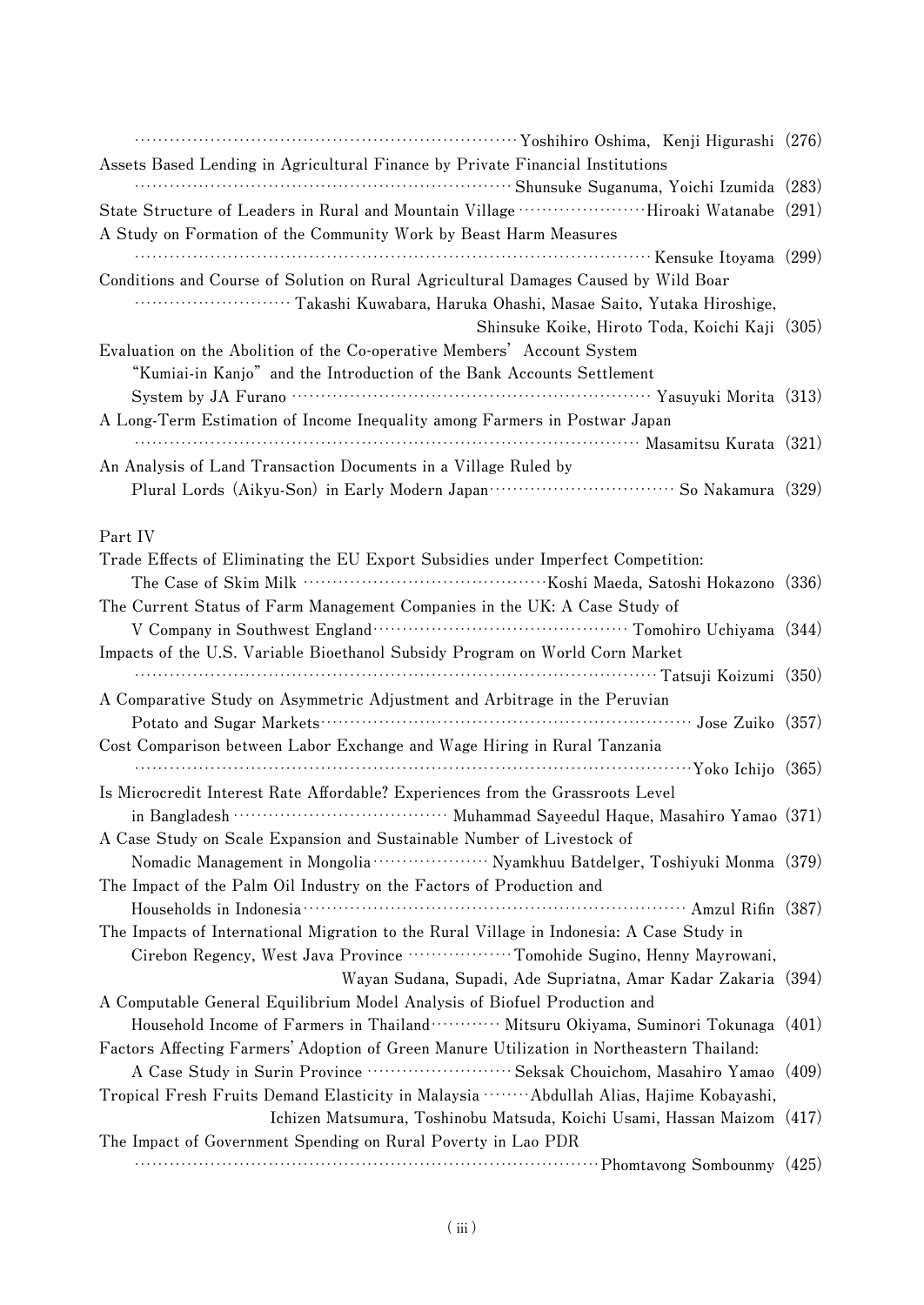Yoshihiro Oshima, Kenji Higurashi (276)

Assets Based Lending in Agricultural Finance by Private Financial Institutions
Shunsuke Suganuma, Yoichi Izumida (283)

State Structure of Leaders in Rural and Mountain Village ……………………Hiroaki Watanabe (291)

A Study on Formation of the Community Work by Beast Harm Measures
Kensuke Itoyama (299)

Conditions and Course of Solution on Rural Agricultural Damages Caused by Wild Boar
Takashi Kuwabara, Haruka Ohashi, Masae Saito, Yutaka Hiroshige, Shinsuke Koike, Hiroto Toda, Koichi Kaji (305)

Evaluation on the Abolition of the Co-operative Members' Account System "Kumiai-in Kanjo" and the Introduction of the Bank Accounts Settlement System by JA Furano …………………… Yasuyuki Morita (313)

A Long-Term Estimation of Income Inequality among Farmers in Postwar Japan
Masamitsu Kurata (321)

An Analysis of Land Transaction Documents in a Village Ruled by Plural Lords (Aikyu-Son) in Early Modern Japan…………………… So Nakamura (329)

## Part IV

Trade Effects of Eliminating the EU Export Subsidies under Imperfect Competition: The Case of Skim Milk ……………………Koshi Maeda, Satoshi Hokazono (336)

The Current Status of Farm Management Companies in the UK: A Case Study of V Company in Southwest England…………………… Tomohiro Uchiyama (344)

Impacts of the U.S. Variable Bioethanol Subsidy Program on World Corn Market
Tatsuji Koizumi (350)

A Comparative Study on Asymmetric Adjustment and Arbitrage in the Peruvian Potato and Sugar Markets…………………… Jose Zuiko (357)

Cost Comparison between Labor Exchange and Wage Hiring in Rural Tanzania
Yoko Ichijo (365)

Is Microcredit Interest Rate Affordable? Experiences from the Grassroots Level in Bangladesh …………………… Muhammad Sayeedul Haque, Masahiro Yamao (371)

A Case Study on Scale Expansion and Sustainable Number of Livestock of Nomadic Management in Mongolia…………………… Nyamkhuu Batdelger, Toshiyuki Monma (379)

The Impact of the Palm Oil Industry on the Factors of Production and Households in Indonesia…………………… Amzul Rifin (387)

The Impacts of International Migration to the Rural Village in Indonesia: A Case Study in Cirebon Regency, West Java Province ……………………Tomohide Sugino, Henny Mayrowani, Wayan Sudana, Supadi, Ade Supriatna, Amar Kadar Zakaria (394)

A Computable General Equilibrium Model Analysis of Biofuel Production and Household Income of Farmers in Thailand…………… Mitsuru Okiyama, Suminori Tokunaga (401)

Factors Affecting Farmers' Adoption of Green Manure Utilization in Northeastern Thailand: A Case Study in Surin Province ……………………Seksak Chouichom, Masahiro Yamao (409)

Tropical Fresh Fruits Demand Elasticity in Malaysia ………Abdullah Alias, Hajime Kobayashi, Ichizen Matsumura, Toshinobu Matsuda, Koichi Usami, Hassan Maizom (417)

The Impact of Government Spending on Rural Poverty in Lao PDR
Phomtavong Somborunmy (425)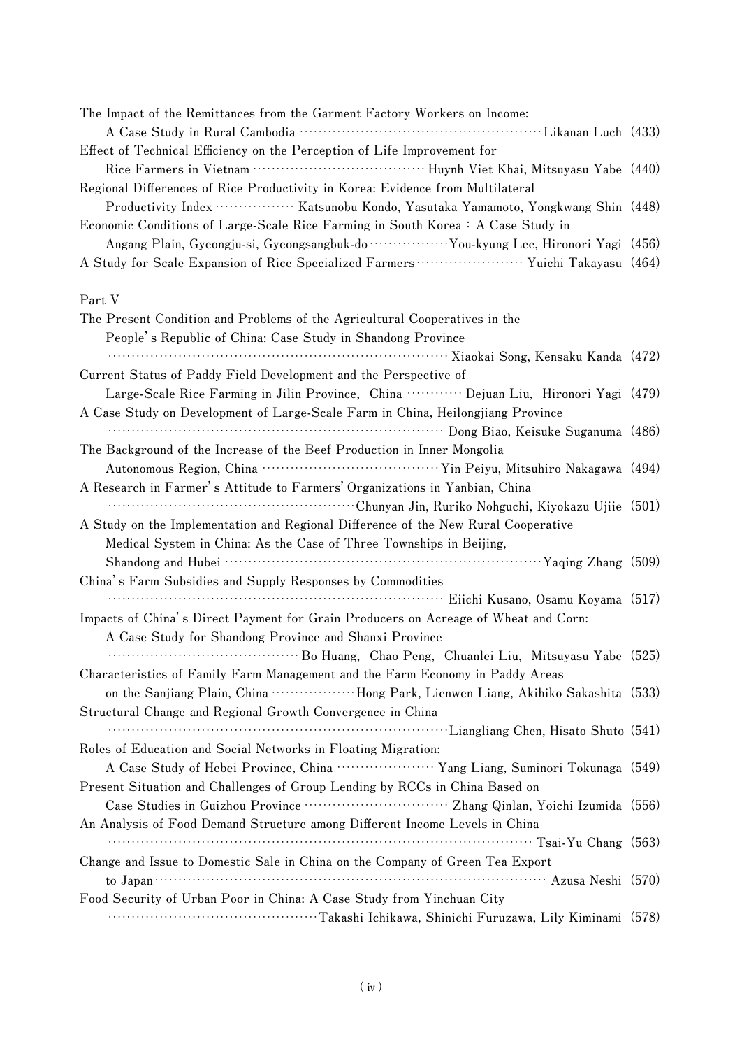The Impact of the Remittances from the Garment Factory Workers on Income:
A Case Study in Rural Cambodia ······ Likanan Luch (433)

Effect of Technical Efficiency on the Perception of Life Improvement for
Rice Farmers in Vietnam ······ Huynh Viet Khai, Mitsuyasu Yabe (440)

Regional Differences of Rice Productivity in Korea: Evidence from Multilateral
Productivity Index ······ Katsunobu Kondo, Yasutaka Yamamoto, Yongkwang Shin (448)

Economic Conditions of Large-Scale Rice Farming in South Korea : A Case Study in
Angang Plain, Gyeongju-si, Gyeongsangbuk-do ······ You-kyung Lee, Hironori Yagi (456)

A Study for Scale Expansion of Rice Specialized Farmers ······ Yuichi Takayasu (464)

## Part V

The Present Condition and Problems of the Agricultural Cooperatives in the
People's Republic of China: Case Study in Shandong Province
······ Xiaokai Song, Kensaku Kanda (472)

Current Status of Paddy Field Development and the Perspective of
Large-Scale Rice Farming in Jilin Province, China ······ Dejuan Liu, Hironori Yagi (479)

A Case Study on Development of Large-Scale Farm in China, Heilongjiang Province
······ Dong Biao, Keisuke Suganuma (486)

The Background of the Increase of the Beef Production in Inner Mongolia
Autonomous Region, China ······ Yin Peiyu, Mitsuhiro Nakagawa (494)

A Research in Farmer's Attitude to Farmers' Organizations in Yanbian, China
······ Chunyan Jin, Ruriko Nohguchi, Kiyokazu Ujiie (501)

A Study on the Implementation and Regional Difference of the New Rural Cooperative
Medical System in China: As the Case of Three Townships in Beijing,
Shandong and Hubei ······ Yaqing Zhang (509)

China's Farm Subsidies and Supply Responses by Commodities
······ Eiichi Kusano, Osamu Koyama (517)

Impacts of China's Direct Payment for Grain Producers on Acreage of Wheat and Corn:
A Case Study for Shandong Province and Shanxi Province
······ Bo Huang, Chao Peng, Chuanlei Liu, Mitsuyasu Yabe (525)

Characteristics of Family Farm Management and the Farm Economy in Paddy Areas
on the Sanjiang Plain, China ······ Hong Park, Lienwen Liang, Akihiko Sakashita (533)

Structural Change and Regional Growth Convergence in China
······ Liangliang Chen, Hisato Shuto (541)

Roles of Education and Social Networks in Floating Migration:
A Case Study of Hebei Province, China ······ Yang Liang, Suminori Tokunaga (549)

Present Situation and Challenges of Group Lending by RCCs in China Based on
Case Studies in Guizhou Province ······ Zhang Qinlan, Yoichi Izumida (556)

An Analysis of Food Demand Structure among Different Income Levels in China
······ Tsai-Yu Chang (563)

Change and Issue to Domestic Sale in China on the Company of Green Tea Export
to Japan ······ Azusa Neshi (570)

Food Security of Urban Poor in China: A Case Study from Yinchuan City
······ Takashi Ichikawa, Shinichi Furuzawa, Lily Kiminami (578)